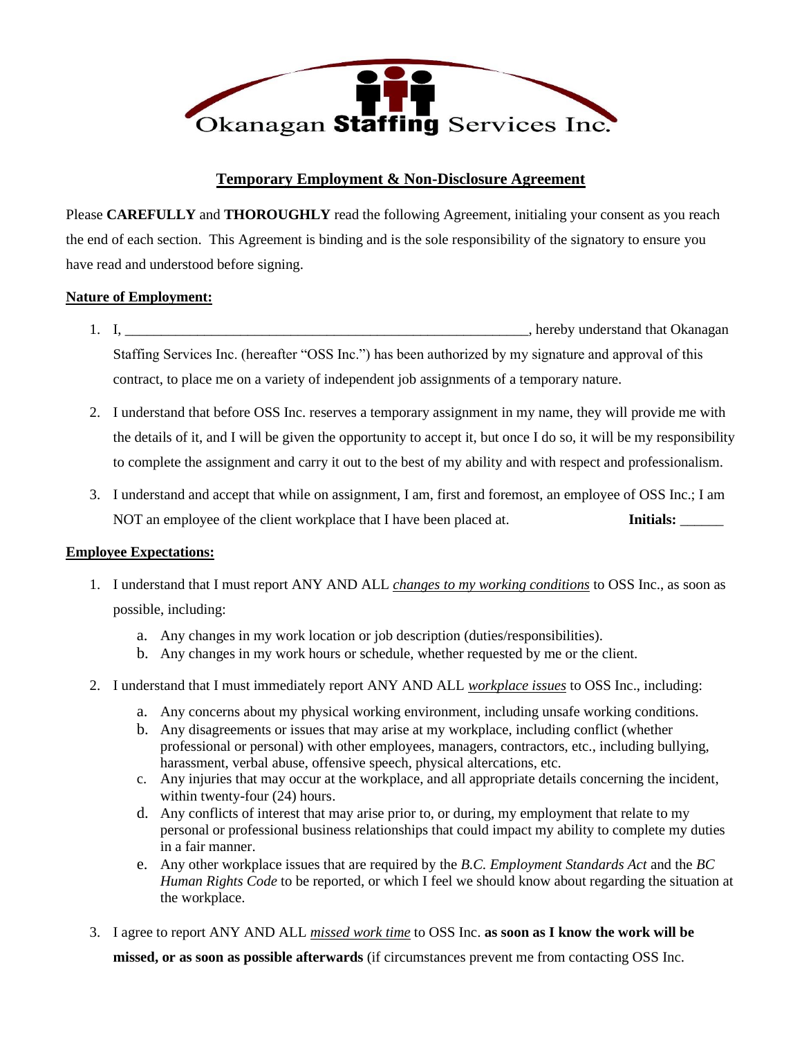Okanagan **Staffing** Services Inc.

## Temporary Employment & Non-Disclosure Agreement

Please **CAREFULLY** and **THOROUGHLY** read the following Agreement, initialing your consent as you reach the end of each section. This Agreement is binding and is the sole responsibility of the signatory to ensure you have read and understood before signing.

### Nature of Employment:

1. I, ___________________________________________________________, hereby understand that Okanagan Staffing Services Inc. (hereafter "OSS Inc.") has been authorized by my signature and approval of this contract, to place me on a variety of independent job assignments of a temporary nature.
2. I understand that before OSS Inc. reserves a temporary assignment in my name, they will provide me with the details of it, and I will be given the opportunity to accept it, but once I do so, it will be my responsibility to complete the assignment and carry it out to the best of my ability and with respect and professionalism.
3. I understand and accept that while on assignment, I am, first and foremost, an employee of OSS Inc.; I am NOT an employee of the client workplace that I have been placed at. **Initials:** ______

### Employee Expectations:

1. I understand that I must report ANY AND ALL *changes to my working conditions* to OSS Inc., as soon as possible, including:
   a. Any changes in my work location or job description (duties/responsibilities).
   b. Any changes in my work hours or schedule, whether requested by me or the client.
2. I understand that I must immediately report ANY AND ALL *workplace issues* to OSS Inc., including:
   a. Any concerns about my physical working environment, including unsafe working conditions.
   b. Any disagreements or issues that may arise at my workplace, including conflict (whether professional or personal) with other employees, managers, contractors, etc., including bullying, harassment, verbal abuse, offensive speech, physical altercations, etc.
   c. Any injuries that may occur at the workplace, and all appropriate details concerning the incident, within twenty-four (24) hours.
   d. Any conflicts of interest that may arise prior to, or during, my employment that relate to my personal or professional business relationships that could impact my ability to complete my duties in a fair manner.
   e. Any other workplace issues that are required by the *B.C. Employment Standards Act* and the *BC Human Rights Code* to be reported, or which I feel we should know about regarding the situation at the workplace.
3. I agree to report ANY AND ALL *missed work time* to OSS Inc. **as soon as I know the work will be missed, or as soon as possible afterwards** (if circumstances prevent me from contacting OSS Inc.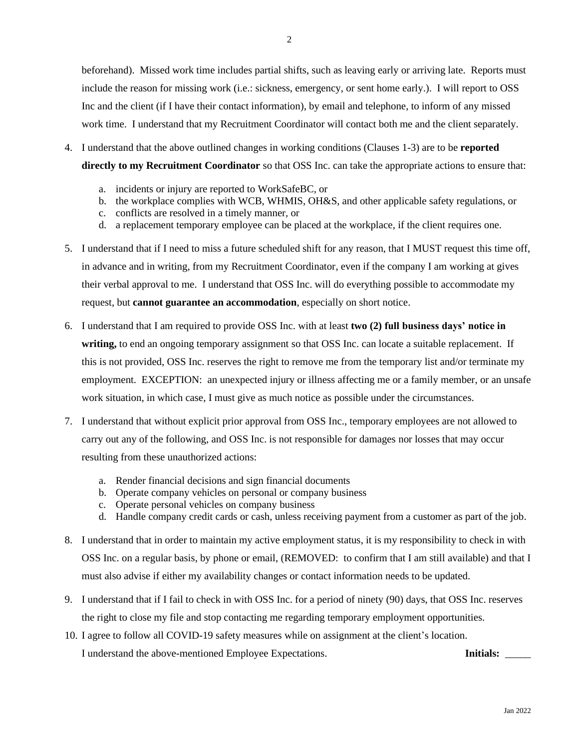beforehand). Missed work time includes partial shifts, such as leaving early or arriving late. Reports must include the reason for missing work (i.e.: sickness, emergency, or sent home early.). I will report to OSS Inc and the client (if I have their contact information), by email and telephone, to inform of any missed work time. I understand that my Recruitment Coordinator will contact both me and the client separately.

4. I understand that the above outlined changes in working conditions (Clauses 1-3) are to be **reported directly to my Recruitment Coordinator** so that OSS Inc. can take the appropriate actions to ensure that:

    a. incidents or injury are reported to WorkSafeBC, or
    b. the workplace complies with WCB, WHMIS, OH&S, and other applicable safety regulations, or
    c. conflicts are resolved in a timely manner, or
    d. a replacement temporary employee can be placed at the workplace, if the client requires one.

5. I understand that if I need to miss a future scheduled shift for any reason, that I MUST request this time off, in advance and in writing, from my Recruitment Coordinator, even if the company I am working at gives their verbal approval to me. I understand that OSS Inc. will do everything possible to accommodate my request, but **cannot guarantee an accommodation**, especially on short notice.

6. I understand that I am required to provide OSS Inc. with at least **two (2) full business days' notice in writing,** to end an ongoing temporary assignment so that OSS Inc. can locate a suitable replacement. If this is not provided, OSS Inc. reserves the right to remove me from the temporary list and/or terminate my employment. EXCEPTION: an unexpected injury or illness affecting me or a family member, or an unsafe work situation, in which case, I must give as much notice as possible under the circumstances.

7. I understand that without explicit prior approval from OSS Inc., temporary employees are not allowed to carry out any of the following, and OSS Inc. is not responsible for damages nor losses that may occur resulting from these unauthorized actions:

    a. Render financial decisions and sign financial documents
    b. Operate company vehicles on personal or company business
    c. Operate personal vehicles on company business
    d. Handle company credit cards or cash, unless receiving payment from a customer as part of the job.

8. I understand that in order to maintain my active employment status, it is my responsibility to check in with OSS Inc. on a regular basis, by phone or email, (REMOVED: to confirm that I am still available) and that I must also advise if either my availability changes or contact information needs to be updated.

9. I understand that if I fail to check in with OSS Inc. for a period of ninety (90) days, that OSS Inc. reserves the right to close my file and stop contacting me regarding temporary employment opportunities.

10. I agree to follow all COVID-19 safety measures while on assignment at the client's location.

I understand the above-mentioned Employee Expectations. **Initials:** _____

Jan 2022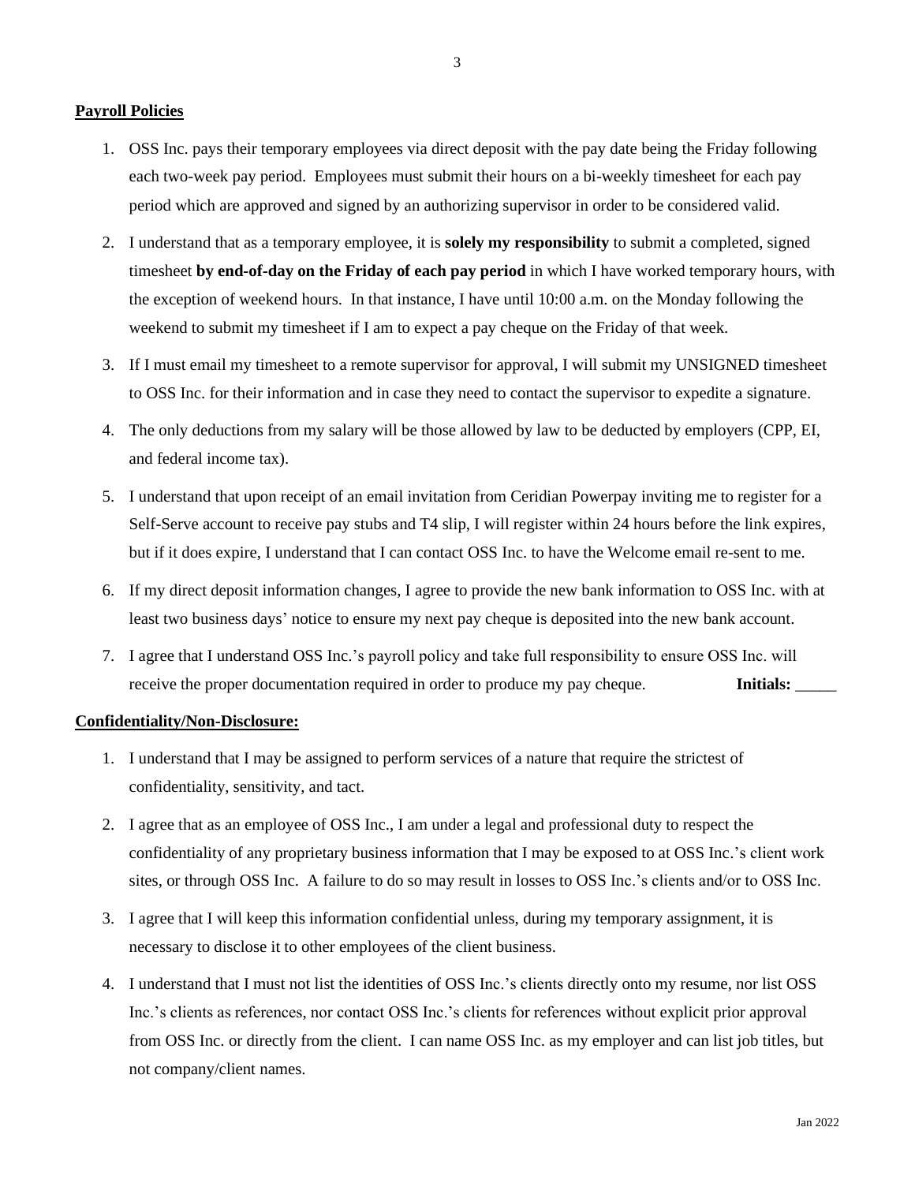## Payroll Policies

1. OSS Inc. pays their temporary employees via direct deposit with the pay date being the Friday following each two-week pay period. Employees must submit their hours on a bi-weekly timesheet for each pay period which are approved and signed by an authorizing supervisor in order to be considered valid.
2. I understand that as a temporary employee, it is **solely my responsibility** to submit a completed, signed timesheet **by end-of-day on the Friday of each pay period** in which I have worked temporary hours, with the exception of weekend hours. In that instance, I have until 10:00 a.m. on the Monday following the weekend to submit my timesheet if I am to expect a pay cheque on the Friday of that week.
3. If I must email my timesheet to a remote supervisor for approval, I will submit my UNSIGNED timesheet to OSS Inc. for their information and in case they need to contact the supervisor to expedite a signature.
4. The only deductions from my salary will be those allowed by law to be deducted by employers (CPP, EI, and federal income tax).
5. I understand that upon receipt of an email invitation from Ceridian Powerpay inviting me to register for a Self-Serve account to receive pay stubs and T4 slip, I will register within 24 hours before the link expires, but if it does expire, I understand that I can contact OSS Inc. to have the Welcome email re-sent to me.
6. If my direct deposit information changes, I agree to provide the new bank information to OSS Inc. with at least two business days' notice to ensure my next pay cheque is deposited into the new bank account.
7. I agree that I understand OSS Inc.'s payroll policy and take full responsibility to ensure OSS Inc. will receive the proper documentation required in order to produce my pay cheque. **Initials:** _____

## Confidentiality/Non-Disclosure:

1. I understand that I may be assigned to perform services of a nature that require the strictest of confidentiality, sensitivity, and tact.
2. I agree that as an employee of OSS Inc., I am under a legal and professional duty to respect the confidentiality of any proprietary business information that I may be exposed to at OSS Inc.'s client work sites, or through OSS Inc. A failure to do so may result in losses to OSS Inc.'s clients and/or to OSS Inc.
3. I agree that I will keep this information confidential unless, during my temporary assignment, it is necessary to disclose it to other employees of the client business.
4. I understand that I must not list the identities of OSS Inc.'s clients directly onto my resume, nor list OSS Inc.'s clients as references, nor contact OSS Inc.'s clients for references without explicit prior approval from OSS Inc. or directly from the client. I can name OSS Inc. as my employer and can list job titles, but not company/client names.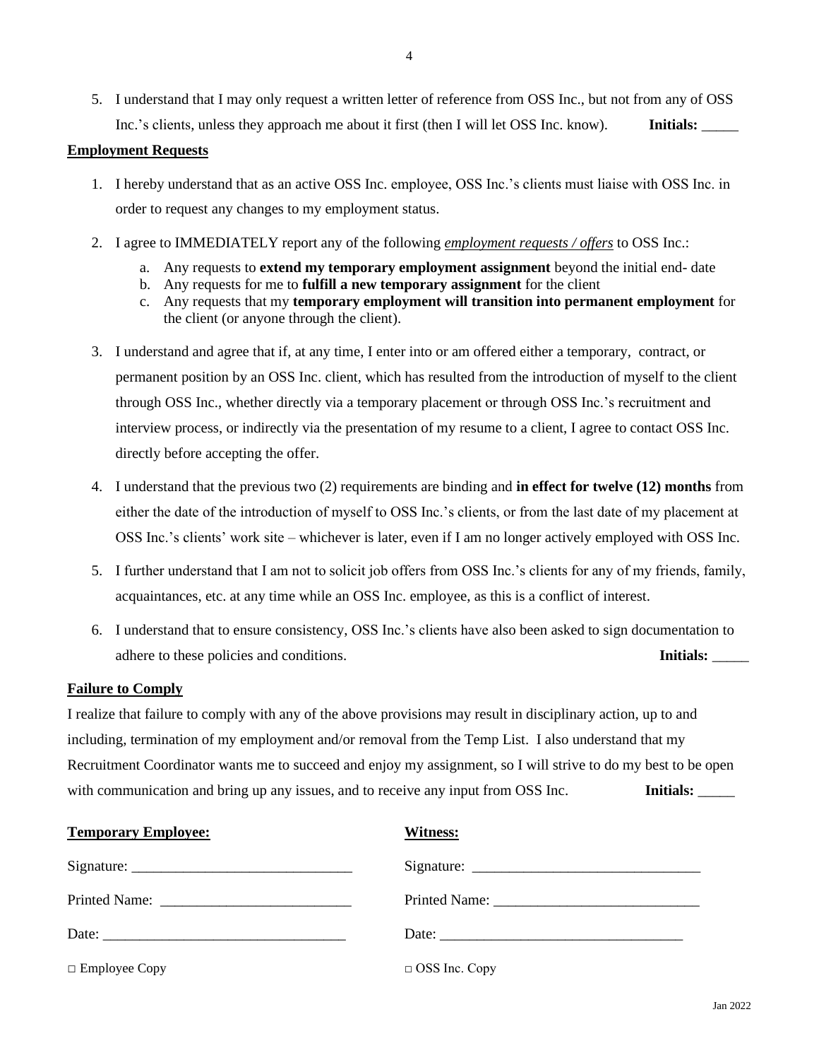5. I understand that I may only request a written letter of reference from OSS Inc., but not from any of OSS Inc.'s clients, unless they approach me about it first (then I will let OSS Inc. know). **Initials:** _____

**Employment Requests**

1. I hereby understand that as an active OSS Inc. employee, OSS Inc.'s clients must liaise with OSS Inc. in order to request any changes to my employment status.

2. I agree to IMMEDIATELY report any of the following ***employment requests / offers*** to OSS Inc.:
   a. Any requests to **extend my temporary employment assignment** beyond the initial end- date
   b. Any requests for me to **fulfill a new temporary assignment** for the client
   c. Any requests that my **temporary employment will transition into permanent employment** for the client (or anyone through the client).

3. I understand and agree that if, at any time, I enter into or am offered either a temporary, contract, or permanent position by an OSS Inc. client, which has resulted from the introduction of myself to the client through OSS Inc., whether directly via a temporary placement or through OSS Inc.'s recruitment and interview process, or indirectly via the presentation of my resume to a client, I agree to contact OSS Inc. directly before accepting the offer.

4. I understand that the previous two (2) requirements are binding and **in effect for twelve (12) months** from either the date of the introduction of myself to OSS Inc.'s clients, or from the last date of my placement at OSS Inc.'s clients' work site – whichever is later, even if I am no longer actively employed with OSS Inc.

5. I further understand that I am not to solicit job offers from OSS Inc.'s clients for any of my friends, family, acquaintances, etc. at any time while an OSS Inc. employee, as this is a conflict of interest.

6. I understand that to ensure consistency, OSS Inc.'s clients have also been asked to sign documentation to adhere to these policies and conditions. **Initials:** _____

**Failure to Comply**

I realize that failure to comply with any of the above provisions may result in disciplinary action, up to and including, termination of my employment and/or removal from the Temp List. I also understand that my Recruitment Coordinator wants me to succeed and enjoy my assignment, so I will strive to do my best to be open with communication and bring up any issues, and to receive any input from OSS Inc. **Initials:** _____

| **Temporary Employee:** | **Witness:** |
|---|---|
| Signature: ______________________________ | Signature: _______________________________ |
| Printed Name: __________________________ | Printed Name: ____________________________ |
| Date: _________________________________ | Date: _________________________________ |
| □ Employee Copy | □ OSS Inc. Copy |

Jan 2022